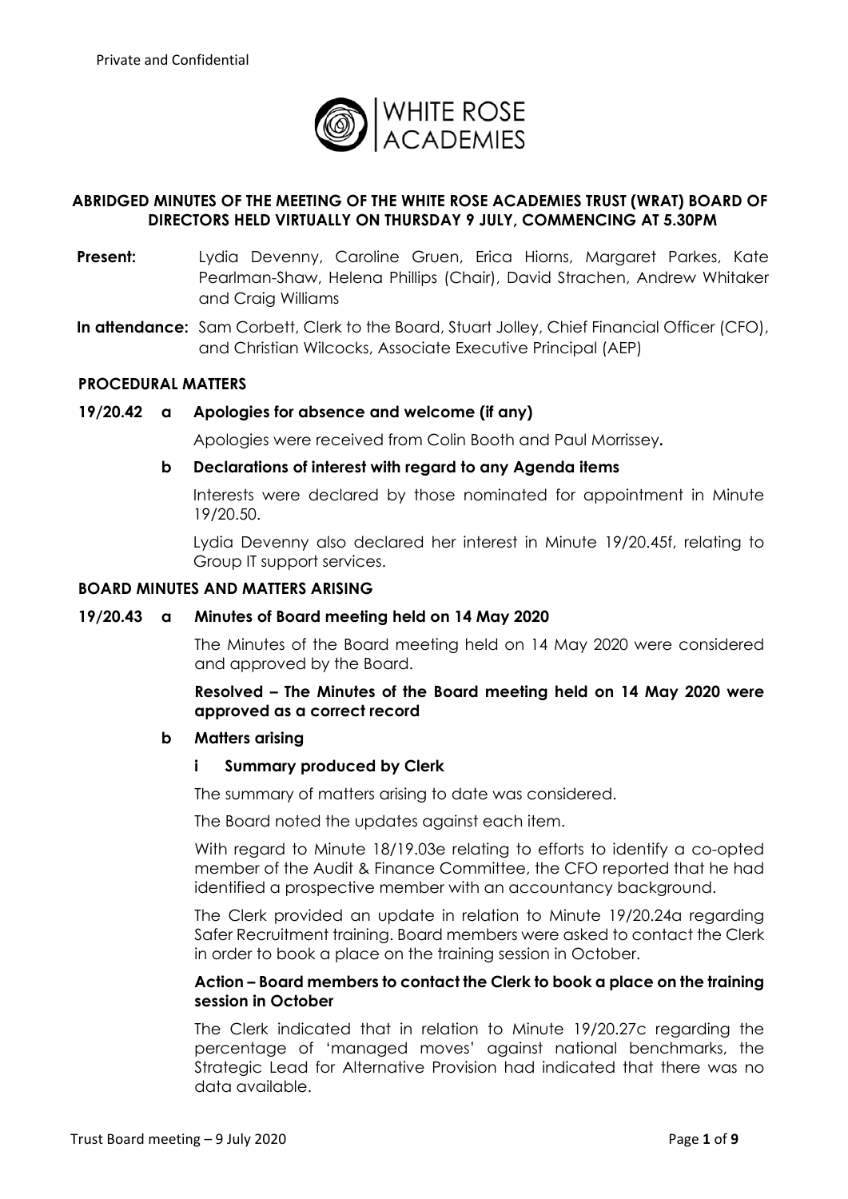Private and Confidential

WHITE ROSE ACADEMIES

**ABRIDGED MINUTES OF THE MEETING OF THE WHITE ROSE ACADEMIES TRUST (WRAT) BOARD OF DIRECTORS HELD VIRTUALLY ON THURSDAY 9 JULY, COMMENCING AT 5.30PM**

**Present:** Lydia Devenny, Caroline Gruen, Erica Hiorns, Margaret Parkes, Kate Pearlman-Shaw, Helena Phillips (Chair), David Strachen, Andrew Whitaker and Craig Williams

**In attendance:** Sam Corbett, Clerk to the Board, Stuart Jolley, Chief Financial Officer (CFO), and Christian Wilcocks, Associate Executive Principal (AEP)

**PROCEDURAL MATTERS**

**19/20.42 a Apologies for absence and welcome (if any)**

Apologies were received from Colin Booth and Paul Morrissey**.**

**b Declarations of interest with regard to any Agenda items**

Interests were declared by those nominated for appointment in Minute 19/20.50.

Lydia Devenny also declared her interest in Minute 19/20.45f, relating to Group IT support services.

**BOARD MINUTES AND MATTERS ARISING**

**19/20.43 a Minutes of Board meeting held on 14 May 2020**

The Minutes of the Board meeting held on 14 May 2020 were considered and approved by the Board.

**Resolved – The Minutes of the Board meeting held on 14 May 2020 were approved as a correct record**

**b Matters arising**

**i Summary produced by Clerk**

The summary of matters arising to date was considered.

The Board noted the updates against each item.

With regard to Minute 18/19.03e relating to efforts to identify a co-opted member of the Audit & Finance Committee, the CFO reported that he had identified a prospective member with an accountancy background.

The Clerk provided an update in relation to Minute 19/20.24a regarding Safer Recruitment training. Board members were asked to contact the Clerk in order to book a place on the training session in October.

**Action – Board members to contact the Clerk to book a place on the training session in October**

The Clerk indicated that in relation to Minute 19/20.27c regarding the percentage of 'managed moves' against national benchmarks, the Strategic Lead for Alternative Provision had indicated that there was no data available.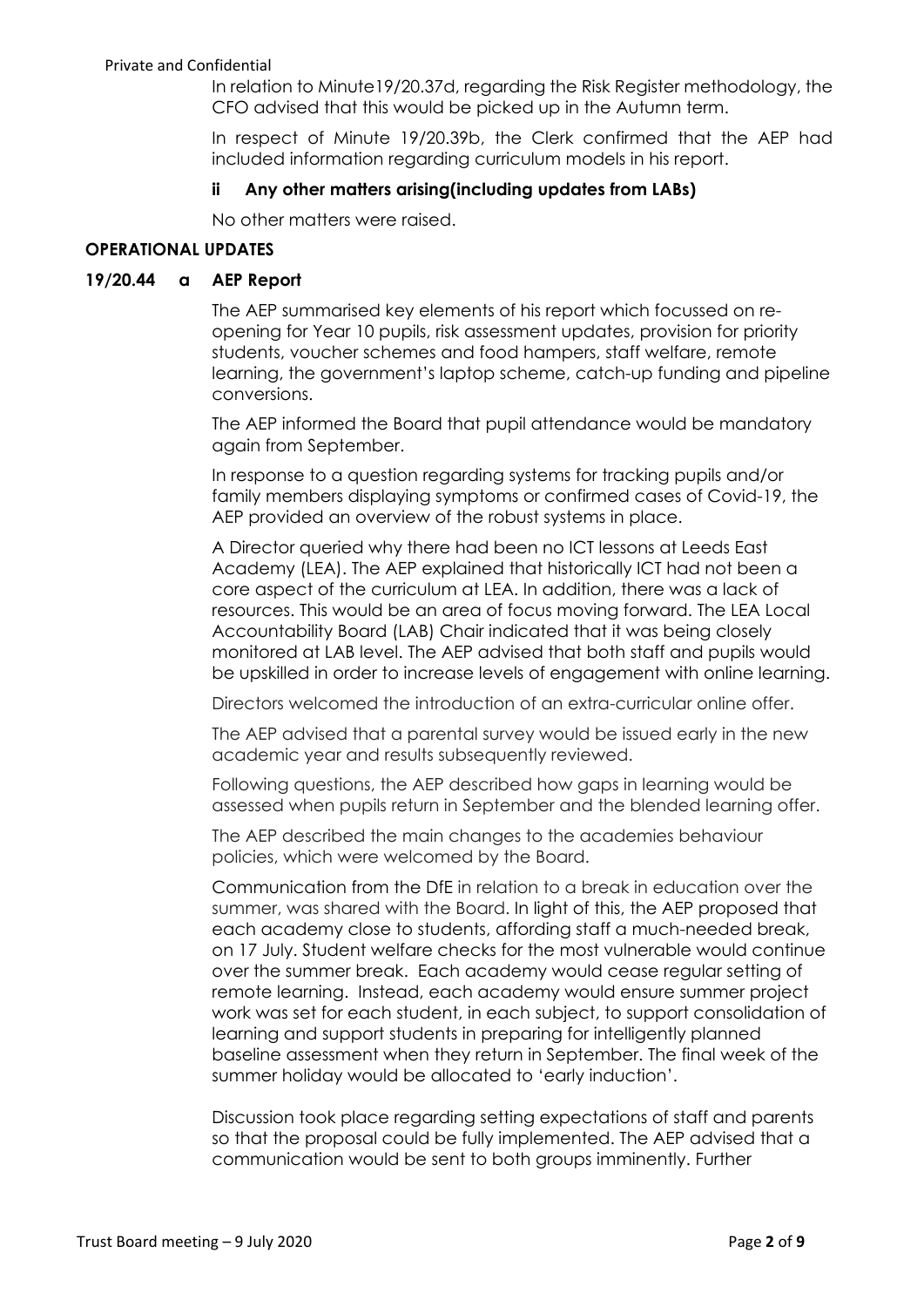In relation to Minute19/20.37d, regarding the Risk Register methodology, the CFO advised that this would be picked up in the Autumn term.

In respect of Minute 19/20.39b, the Clerk confirmed that the AEP had included information regarding curriculum models in his report.

**ii Any other matters arising(including updates from LABs)**

No other matters were raised.

**OPERATIONAL UPDATES**

**19/20.44 a AEP Report**

The AEP summarised key elements of his report which focussed on re-opening for Year 10 pupils, risk assessment updates, provision for priority students, voucher schemes and food hampers, staff welfare, remote learning, the government's laptop scheme, catch-up funding and pipeline conversions.

The AEP informed the Board that pupil attendance would be mandatory again from September.

In response to a question regarding systems for tracking pupils and/or family members displaying symptoms or confirmed cases of Covid-19, the AEP provided an overview of the robust systems in place.

A Director queried why there had been no ICT lessons at Leeds East Academy (LEA). The AEP explained that historically ICT had not been a core aspect of the curriculum at LEA. In addition, there was a lack of resources. This would be an area of focus moving forward. The LEA Local Accountability Board (LAB) Chair indicated that it was being closely monitored at LAB level. The AEP advised that both staff and pupils would be upskilled in order to increase levels of engagement with online learning.

Directors welcomed the introduction of an extra-curricular online offer.

The AEP advised that a parental survey would be issued early in the new academic year and results subsequently reviewed.

Following questions, the AEP described how gaps in learning would be assessed when pupils return in September and the blended learning offer.

The AEP described the main changes to the academies behaviour policies, which were welcomed by the Board.

Communication from the DfE in relation to a break in education over the summer, was shared with the Board. In light of this, the AEP proposed that each academy close to students, affording staff a much-needed break, on 17 July. Student welfare checks for the most vulnerable would continue over the summer break. Each academy would cease regular setting of remote learning. Instead, each academy would ensure summer project work was set for each student, in each subject, to support consolidation of learning and support students in preparing for intelligently planned baseline assessment when they return in September. The final week of the summer holiday would be allocated to 'early induction'.

Discussion took place regarding setting expectations of staff and parents so that the proposal could be fully implemented. The AEP advised that a communication would be sent to both groups imminently. Further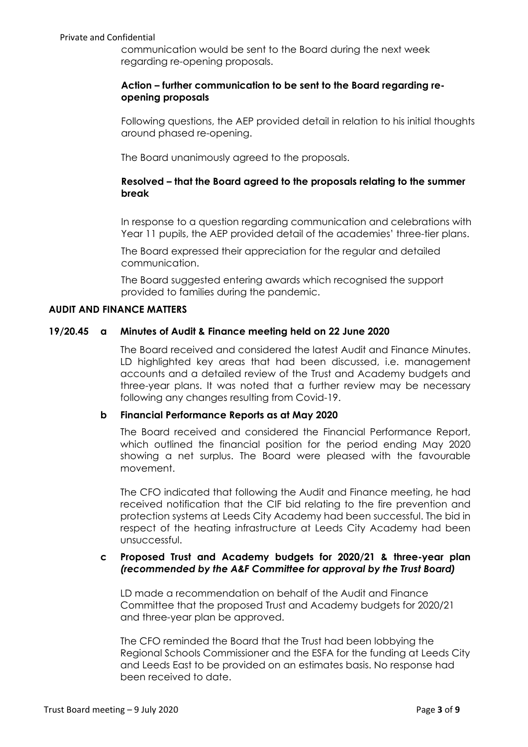communication would be sent to the Board during the next week regarding re-opening proposals.

**Action – further communication to be sent to the Board regarding re-opening proposals**

Following questions, the AEP provided detail in relation to his initial thoughts around phased re-opening.

The Board unanimously agreed to the proposals.

**Resolved – that the Board agreed to the proposals relating to the summer break**

In response to a question regarding communication and celebrations with Year 11 pupils, the AEP provided detail of the academies' three-tier plans.

The Board expressed their appreciation for the regular and detailed communication.

The Board suggested entering awards which recognised the support provided to families during the pandemic.

**AUDIT AND FINANCE MATTERS**

**19/20.45 a Minutes of Audit & Finance meeting held on 22 June 2020**

The Board received and considered the latest Audit and Finance Minutes. LD highlighted key areas that had been discussed, i.e. management accounts and a detailed review of the Trust and Academy budgets and three-year plans. It was noted that a further review may be necessary following any changes resulting from Covid-19.

**b Financial Performance Reports as at May 2020**

The Board received and considered the Financial Performance Report, which outlined the financial position for the period ending May 2020 showing a net surplus. The Board were pleased with the favourable movement.

The CFO indicated that following the Audit and Finance meeting, he had received notification that the CIF bid relating to the fire prevention and protection systems at Leeds City Academy had been successful. The bid in respect of the heating infrastructure at Leeds City Academy had been unsuccessful.

**c Proposed Trust and Academy budgets for 2020/21 & three-year plan *(recommended by the A&F Committee for approval by the Trust Board)***

LD made a recommendation on behalf of the Audit and Finance Committee that the proposed Trust and Academy budgets for 2020/21 and three-year plan be approved.

The CFO reminded the Board that the Trust had been lobbying the Regional Schools Commissioner and the ESFA for the funding at Leeds City and Leeds East to be provided on an estimates basis. No response had been received to date.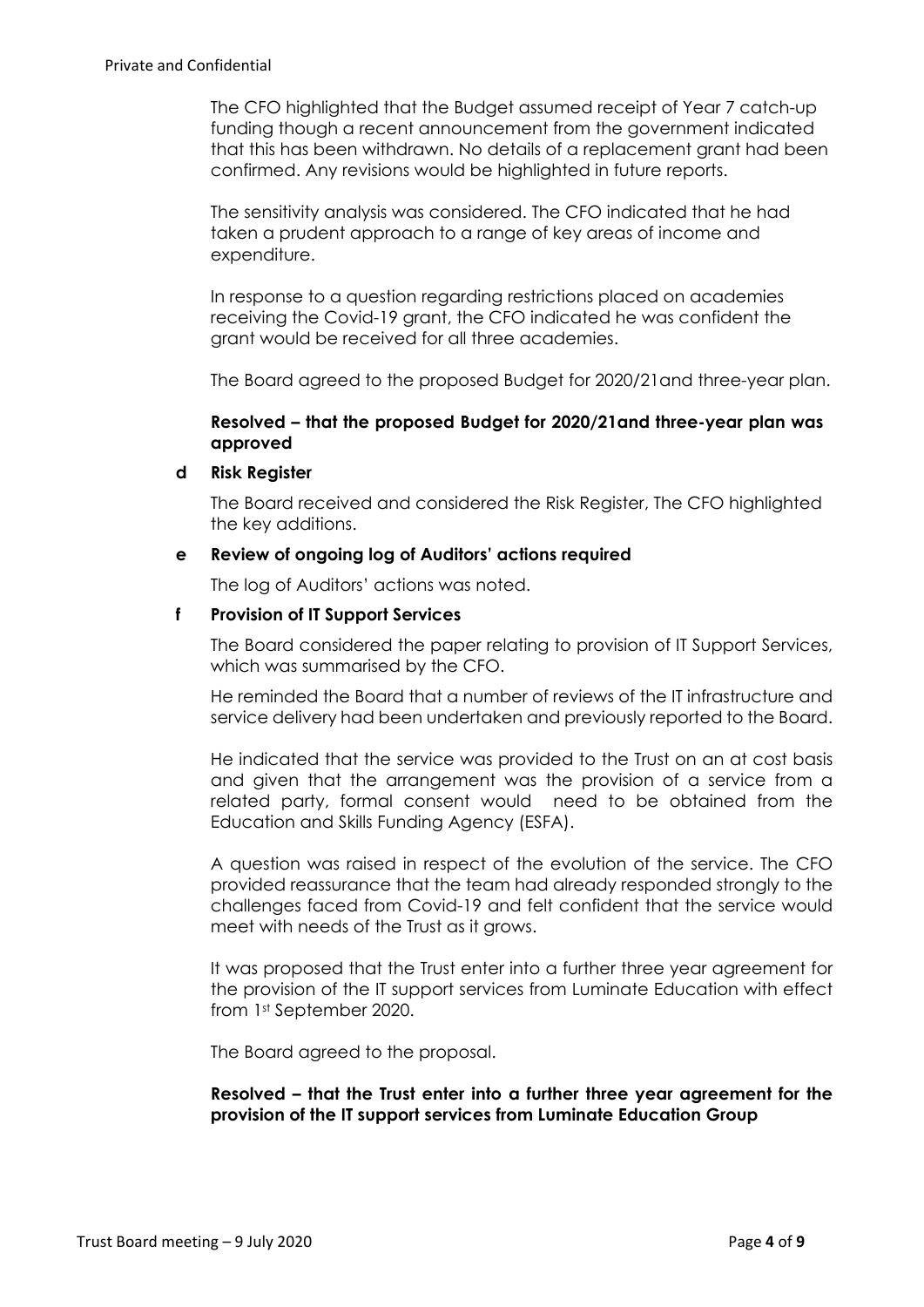The CFO highlighted that the Budget assumed receipt of Year 7 catch-up funding though a recent announcement from the government indicated that this has been withdrawn. No details of a replacement grant had been confirmed. Any revisions would be highlighted in future reports.

The sensitivity analysis was considered. The CFO indicated that he had taken a prudent approach to a range of key areas of income and expenditure.

In response to a question regarding restrictions placed on academies receiving the Covid-19 grant, the CFO indicated he was confident the grant would be received for all three academies.

The Board agreed to the proposed Budget for 2020/21and three-year plan.

**Resolved – that the proposed Budget for 2020/21and three-year plan was approved**

**d Risk Register**

The Board received and considered the Risk Register, The CFO highlighted the key additions.

**e Review of ongoing log of Auditors' actions required**

The log of Auditors' actions was noted.

**f Provision of IT Support Services**

The Board considered the paper relating to provision of IT Support Services, which was summarised by the CFO.

He reminded the Board that a number of reviews of the IT infrastructure and service delivery had been undertaken and previously reported to the Board.

He indicated that the service was provided to the Trust on an at cost basis and given that the arrangement was the provision of a service from a related party, formal consent would need to be obtained from the Education and Skills Funding Agency (ESFA).

A question was raised in respect of the evolution of the service. The CFO provided reassurance that the team had already responded strongly to the challenges faced from Covid-19 and felt confident that the service would meet with needs of the Trust as it grows.

It was proposed that the Trust enter into a further three year agreement for the provision of the IT support services from Luminate Education with effect from 1st September 2020.

The Board agreed to the proposal.

**Resolved – that the Trust enter into a further three year agreement for the provision of the IT support services from Luminate Education Group**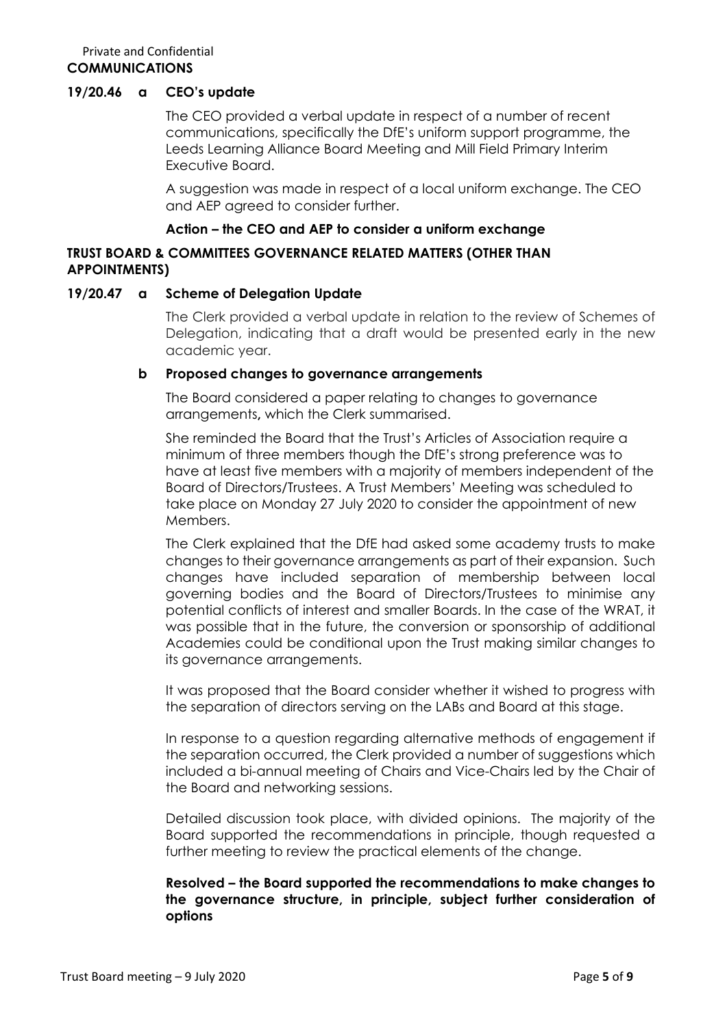## COMMUNICATIONS

### 19/20.46 a CEO's update

The CEO provided a verbal update in respect of a number of recent communications, specifically the DfE's uniform support programme, the Leeds Learning Alliance Board Meeting and Mill Field Primary Interim Executive Board.

A suggestion was made in respect of a local uniform exchange. The CEO and AEP agreed to consider further.

**Action – the CEO and AEP to consider a uniform exchange**

## TRUST BOARD & COMMITTEES GOVERNANCE RELATED MATTERS (OTHER THAN APPOINTMENTS)

### 19/20.47 a Scheme of Delegation Update

The Clerk provided a verbal update in relation to the review of Schemes of Delegation, indicating that a draft would be presented early in the new academic year.

### b Proposed changes to governance arrangements

The Board considered a paper relating to changes to governance arrangements**,** which the Clerk summarised.

She reminded the Board that the Trust's Articles of Association require a minimum of three members though the DfE's strong preference was to have at least five members with a majority of members independent of the Board of Directors/Trustees. A Trust Members' Meeting was scheduled to take place on Monday 27 July 2020 to consider the appointment of new Members.

The Clerk explained that the DfE had asked some academy trusts to make changes to their governance arrangements as part of their expansion. Such changes have included separation of membership between local governing bodies and the Board of Directors/Trustees to minimise any potential conflicts of interest and smaller Boards. In the case of the WRAT, it was possible that in the future, the conversion or sponsorship of additional Academies could be conditional upon the Trust making similar changes to its governance arrangements.

It was proposed that the Board consider whether it wished to progress with the separation of directors serving on the LABs and Board at this stage.

In response to a question regarding alternative methods of engagement if the separation occurred, the Clerk provided a number of suggestions which included a bi-annual meeting of Chairs and Vice-Chairs led by the Chair of the Board and networking sessions.

Detailed discussion took place, with divided opinions. The majority of the Board supported the recommendations in principle, though requested a further meeting to review the practical elements of the change.

**Resolved – the Board supported the recommendations to make changes to the governance structure, in principle, subject further consideration of options**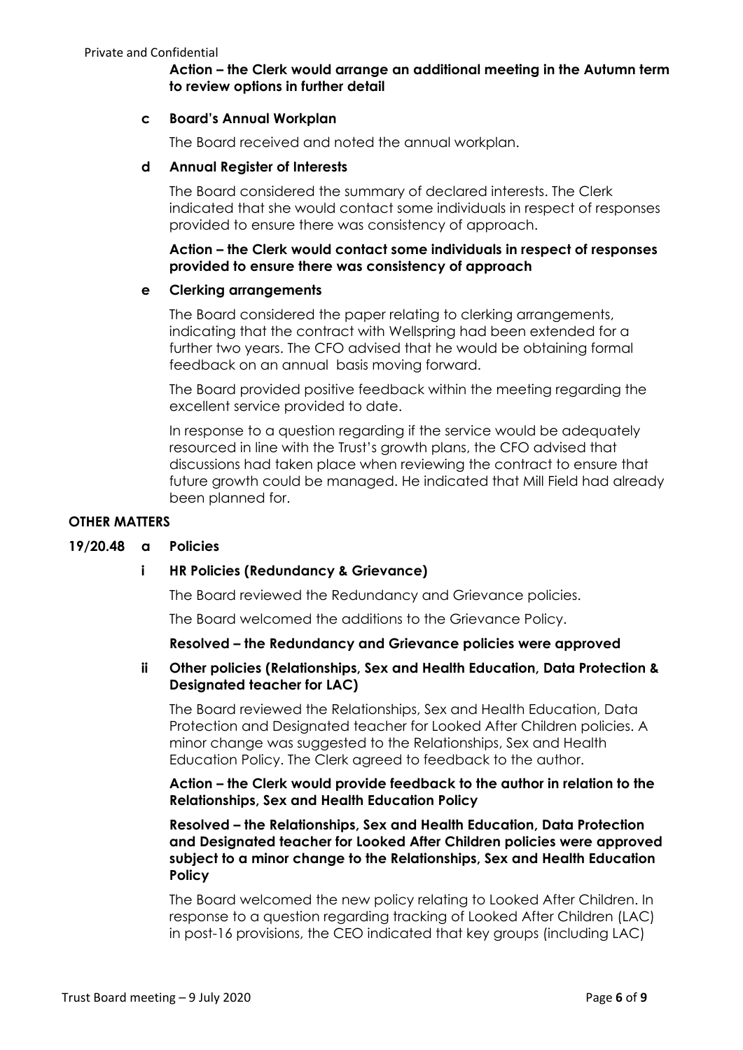**Action – the Clerk would arrange an additional meeting in the Autumn term to review options in further detail**

**c Board's Annual Workplan**

The Board received and noted the annual workplan.

**d Annual Register of Interests**

The Board considered the summary of declared interests. The Clerk indicated that she would contact some individuals in respect of responses provided to ensure there was consistency of approach.

**Action – the Clerk would contact some individuals in respect of responses provided to ensure there was consistency of approach**

**e Clerking arrangements**

The Board considered the paper relating to clerking arrangements, indicating that the contract with Wellspring had been extended for a further two years. The CFO advised that he would be obtaining formal feedback on an annual basis moving forward.

The Board provided positive feedback within the meeting regarding the excellent service provided to date.

In response to a question regarding if the service would be adequately resourced in line with the Trust's growth plans, the CFO advised that discussions had taken place when reviewing the contract to ensure that future growth could be managed. He indicated that Mill Field had already been planned for.

**OTHER MATTERS**

**19/20.48 a Policies**

**i HR Policies (Redundancy & Grievance)**

The Board reviewed the Redundancy and Grievance policies.

The Board welcomed the additions to the Grievance Policy.

**Resolved – the Redundancy and Grievance policies were approved**

**ii Other policies (Relationships, Sex and Health Education, Data Protection & Designated teacher for LAC)**

The Board reviewed the Relationships, Sex and Health Education, Data Protection and Designated teacher for Looked After Children policies. A minor change was suggested to the Relationships, Sex and Health Education Policy. The Clerk agreed to feedback to the author.

**Action – the Clerk would provide feedback to the author in relation to the Relationships, Sex and Health Education Policy**

**Resolved – the Relationships, Sex and Health Education, Data Protection and Designated teacher for Looked After Children policies were approved subject to a minor change to the Relationships, Sex and Health Education Policy**

The Board welcomed the new policy relating to Looked After Children. In response to a question regarding tracking of Looked After Children (LAC) in post-16 provisions, the CEO indicated that key groups (including LAC)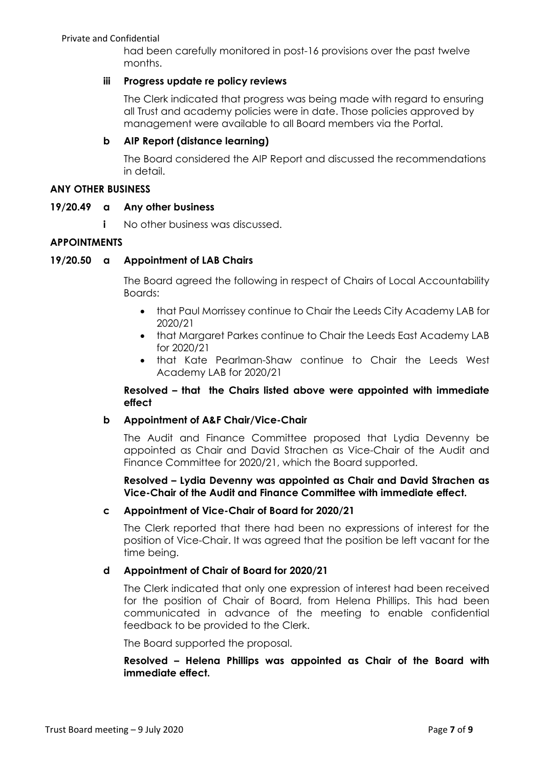had been carefully monitored in post-16 provisions over the past twelve months.

**iii Progress update re policy reviews**

The Clerk indicated that progress was being made with regard to ensuring all Trust and academy policies were in date. Those policies approved by management were available to all Board members via the Portal.

**b AIP Report (distance learning)**

The Board considered the AIP Report and discussed the recommendations in detail.

**ANY OTHER BUSINESS**

**19/20.49 a Any other business**

**i** No other business was discussed.

**APPOINTMENTS**

**19/20.50 a Appointment of LAB Chairs**

The Board agreed the following in respect of Chairs of Local Accountability Boards:

- that Paul Morrissey continue to Chair the Leeds City Academy LAB for 2020/21
- that Margaret Parkes continue to Chair the Leeds East Academy LAB for 2020/21
- that Kate Pearlman-Shaw continue to Chair the Leeds West Academy LAB for 2020/21

**Resolved – that the Chairs listed above were appointed with immediate effect**

**b Appointment of A&F Chair/Vice-Chair**

The Audit and Finance Committee proposed that Lydia Devenny be appointed as Chair and David Strachen as Vice-Chair of the Audit and Finance Committee for 2020/21, which the Board supported.

**Resolved – Lydia Devenny was appointed as Chair and David Strachen as Vice-Chair of the Audit and Finance Committee with immediate effect.**

**c Appointment of Vice-Chair of Board for 2020/21**

The Clerk reported that there had been no expressions of interest for the position of Vice-Chair. It was agreed that the position be left vacant for the time being.

**d Appointment of Chair of Board for 2020/21**

The Clerk indicated that only one expression of interest had been received for the position of Chair of Board, from Helena Phillips. This had been communicated in advance of the meeting to enable confidential feedback to be provided to the Clerk.

The Board supported the proposal.

**Resolved – Helena Phillips was appointed as Chair of the Board with immediate effect.**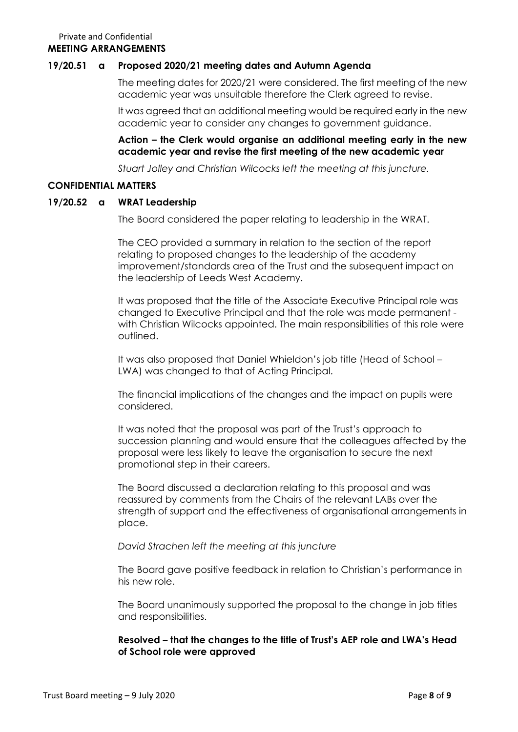Private and Confidential

**MEETING ARRANGEMENTS**

**19/20.51 a Proposed 2020/21 meeting dates and Autumn Agenda**

The meeting dates for 2020/21 were considered. The first meeting of the new academic year was unsuitable therefore the Clerk agreed to revise.

It was agreed that an additional meeting would be required early in the new academic year to consider any changes to government guidance.

**Action – the Clerk would organise an additional meeting early in the new academic year and revise the first meeting of the new academic year**

*Stuart Jolley and Christian Wilcocks left the meeting at this juncture.*

**CONFIDENTIAL MATTERS**

**19/20.52 a WRAT Leadership**

The Board considered the paper relating to leadership in the WRAT.

The CEO provided a summary in relation to the section of the report relating to proposed changes to the leadership of the academy improvement/standards area of the Trust and the subsequent impact on the leadership of Leeds West Academy.

It was proposed that the title of the Associate Executive Principal role was changed to Executive Principal and that the role was made permanent - with Christian Wilcocks appointed. The main responsibilities of this role were outlined.

It was also proposed that Daniel Whieldon's job title (Head of School – LWA) was changed to that of Acting Principal.

The financial implications of the changes and the impact on pupils were considered.

It was noted that the proposal was part of the Trust's approach to succession planning and would ensure that the colleagues affected by the proposal were less likely to leave the organisation to secure the next promotional step in their careers.

The Board discussed a declaration relating to this proposal and was reassured by comments from the Chairs of the relevant LABs over the strength of support and the effectiveness of organisational arrangements in place.

*David Strachen left the meeting at this juncture*

The Board gave positive feedback in relation to Christian's performance in his new role.

The Board unanimously supported the proposal to the change in job titles and responsibilities.

**Resolved – that the changes to the title of Trust's AEP role and LWA's Head of School role were approved**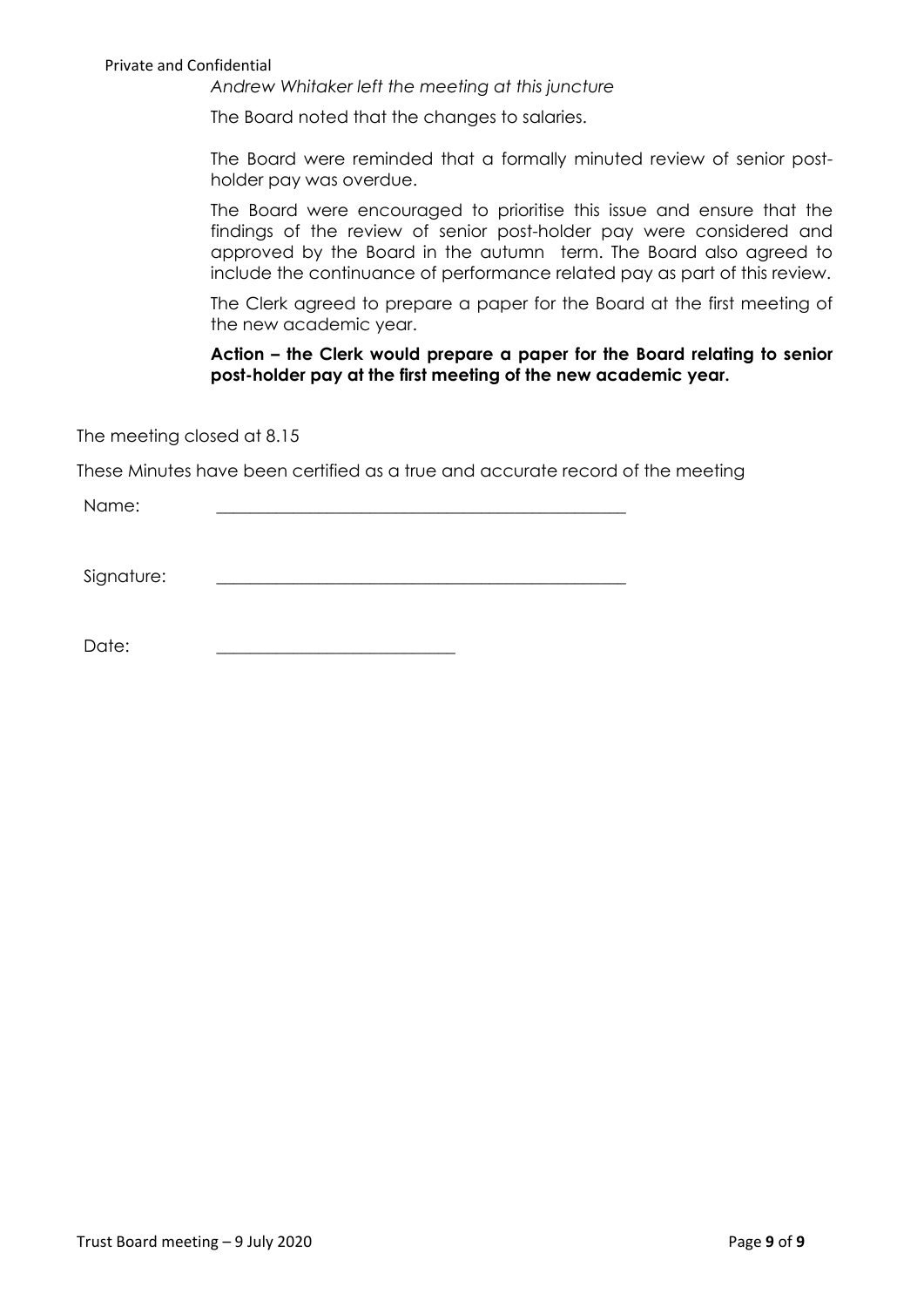*Andrew Whitaker left the meeting at this juncture*

The Board noted that the changes to salaries.

The Board were reminded that a formally minuted review of senior post-holder pay was overdue.

The Board were encouraged to prioritise this issue and ensure that the findings of the review of senior post-holder pay were considered and approved by the Board in the autumn term. The Board also agreed to include the continuance of performance related pay as part of this review.

The Clerk agreed to prepare a paper for the Board at the first meeting of the new academic year.

**Action – the Clerk would prepare a paper for the Board relating to senior post-holder pay at the first meeting of the new academic year.**

The meeting closed at 8.15

These Minutes have been certified as a true and accurate record of the meeting

Name: \_\_\_\_\_\_\_\_\_\_\_\_\_\_\_\_\_\_\_\_\_\_\_\_\_\_\_\_\_\_\_\_\_\_\_\_\_\_\_\_\_\_\_\_\_\_\_\_

Signature: \_\_\_\_\_\_\_\_\_\_\_\_\_\_\_\_\_\_\_\_\_\_\_\_\_\_\_\_\_\_\_\_\_\_\_\_\_\_\_\_\_\_\_\_\_\_\_\_

Date: \_\_\_\_\_\_\_\_\_\_\_\_\_\_\_\_\_\_\_\_\_\_\_\_\_\_\_\_